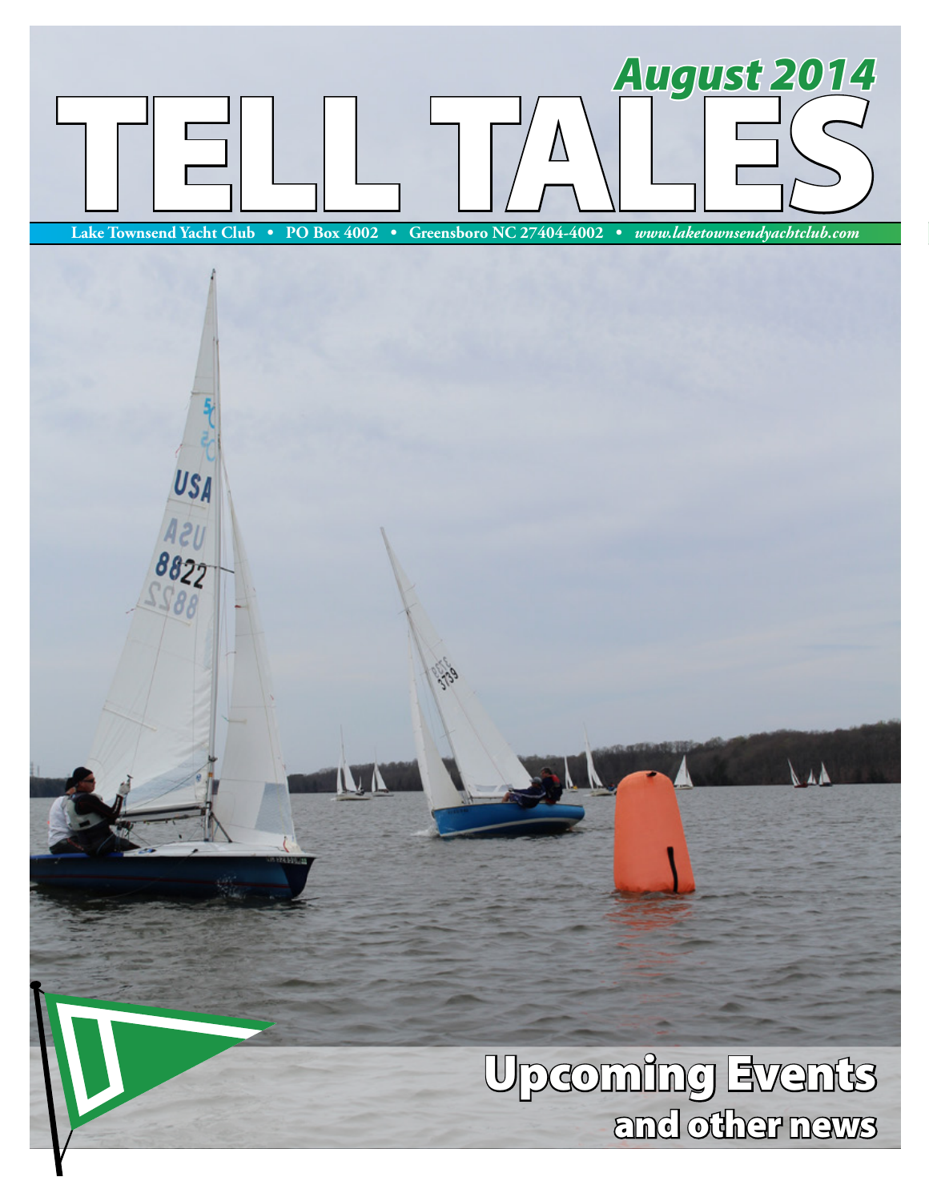# TELL TALES

## August 2014

Lake Townsend Yacht Club • PO Box 4002 • Greensboro NC 27404-4002 • *www.laketownsendyachtclub.com*

## Upcoming Events

### and other news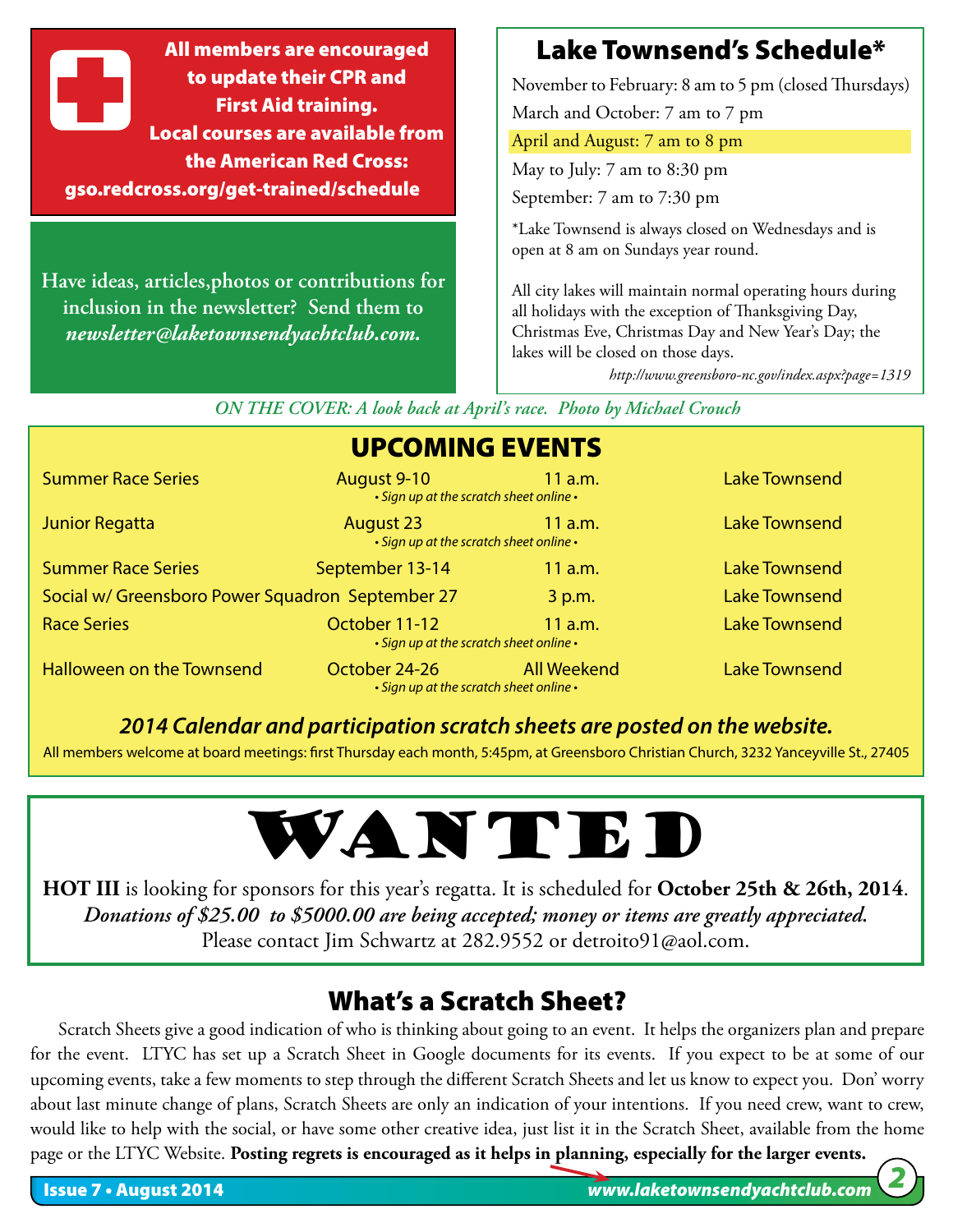All members are encouraged to update their CPR and First Aid training. Local courses are available from the American Red Cross: gso.redcross.org/get-trained/schedule

Have ideas, articles,photos or contributions for inclusion in the newsletter? Send them to *newsletter@laketownsendyachtclub.com.*

## Lake Townsend's Schedule*

November to February: 8 am to 5 pm (closed Thursdays)

March and October: 7 am to 7 pm

April and August: 7 am to 8 pm

May to July: 7 am to 8:30 pm

September: 7 am to 7:30 pm

*Lake Townsend is always closed on Wednesdays and is open at 8 am on Sundays year round.

All city lakes will maintain normal operating hours during all holidays with the exception of Thanksgiving Day, Christmas Eve, Christmas Day and New Year's Day; the lakes will be closed on those days.

*http://www.greensboro-nc.gov/index.aspx?page=1319*

*ON THE COVER: A look back at April's race. Photo by Michael Crouch*

## UPCOMING EVENTS

| Event | Date | Time | Location |
|---|---|---|---|
| Summer Race Series | August 9-10 | 11 a.m. | Lake Townsend |
| | *• Sign up at the scratch sheet online •* | | |
| Junior Regatta | August 23 | 11 a.m. | Lake Townsend |
| | *• Sign up at the scratch sheet online •* | | |
| Summer Race Series | September 13-14 | 11 a.m. | Lake Townsend |
| Social w/ Greensboro Power Squadron | September 27 | 3 p.m. | Lake Townsend |
| Race Series | October 11-12 | 11 a.m. | Lake Townsend |
| | *• Sign up at the scratch sheet online •* | | |
| Halloween on the Townsend | October 24-26 | All Weekend | Lake Townsend |
| | *• Sign up at the scratch sheet online •* | | |

***2014 Calendar and participation scratch sheets are posted on the website.***

All members welcome at board meetings: first Thursday each month, 5:45pm, at Greensboro Christian Church, 3232 Yanceyville St., 27405

# WANTED

**HOT III** is looking for sponsors for this year's regatta. It is scheduled for **October 25th & 26th, 2014**.
***Donations of $25.00 to $5000.00 are being accepted; money or items are greatly appreciated.***
Please contact Jim Schwartz at 282.9552 or detroito91@aol.com.

## What's a Scratch Sheet?

Scratch Sheets give a good indication of who is thinking about going to an event. It helps the organizers plan and prepare for the event. LTYC has set up a Scratch Sheet in Google documents for its events. If you expect to be at some of our upcoming events, take a few moments to step through the different Scratch Sheets and let us know to expect you. Don' worry about last minute change of plans, Scratch Sheets are only an indication of your intentions. If you need crew, want to crew, would like to help with the social, or have some other creative idea, just list it in the Scratch Sheet, available from the home page or the LTYC Website. **Posting regrets is encouraged as it helps in planning, especially for the larger events.**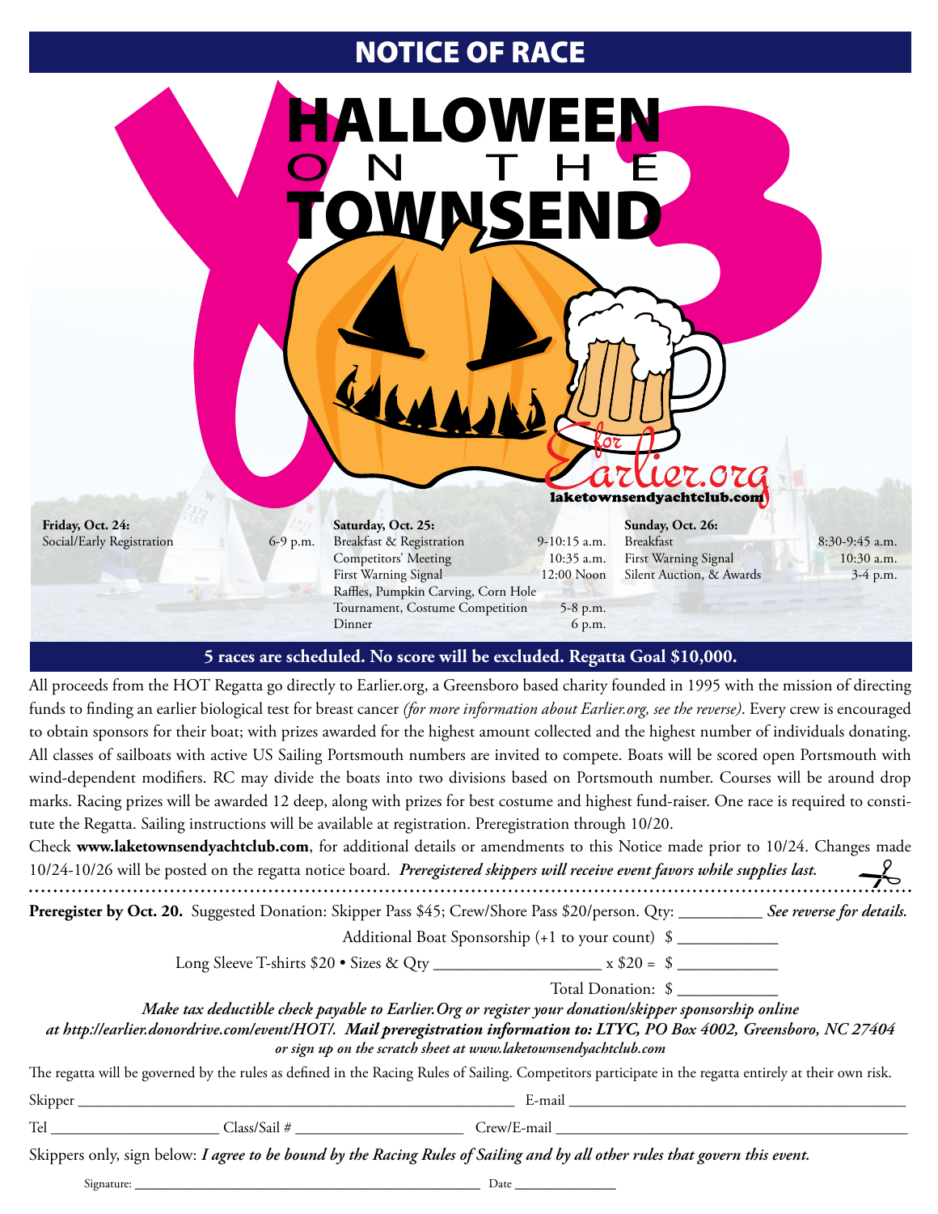# NOTICE OF RACE

# HALLOWEEN ON THE TOWNSEND

for Earlier.org

laketownsendyachtclub.com

**Friday, Oct. 24:**
Social/Early Registration 6-9 p.m.

**Saturday, Oct. 25:**
Breakfast & Registration 9-10:15 a.m.
Competitors' Meeting 10:35 a.m.
First Warning Signal 12:00 Noon
Raffles, Pumpkin Carving, Corn Hole Tournament, Costume Competition 5-8 p.m.
Dinner 6 p.m.

**Sunday, Oct. 26:**
Breakfast 8:30-9:45 a.m.
First Warning Signal 10:30 a.m.
Silent Auction, & Awards 3-4 p.m.

**5 races are scheduled. No score will be excluded. Regatta Goal $10,000.**

All proceeds from the HOT Regatta go directly to Earlier.org, a Greensboro based charity founded in 1995 with the mission of directing funds to finding an earlier biological test for breast cancer *(for more information about Earlier.org, see the reverse)*. Every crew is encouraged to obtain sponsors for their boat; with prizes awarded for the highest amount collected and the highest number of individuals donating. All classes of sailboats with active US Sailing Portsmouth numbers are invited to compete. Boats will be scored open Portsmouth with wind-dependent modifiers. RC may divide the boats into two divisions based on Portsmouth number. Courses will be around drop marks. Racing prizes will be awarded 12 deep, along with prizes for best costume and highest fund-raiser. One race is required to constitute the Regatta. Sailing instructions will be available at registration. Preregistration through 10/20.

Check **www.laketownsendyachtclub.com**, for additional details or amendments to this Notice made prior to 10/24. Changes made 10/24-10/26 will be posted on the regatta notice board. ***Preregistered skippers will receive event favors while supplies last.***

---

**Preregister by Oct. 20.** Suggested Donation: Skipper Pass $45; Crew/Shore Pass $20/person. Qty: __________ ***See reverse for details.***

Additional Boat Sponsorship (+1 to your count) $ ____________

Long Sleeve T-shirts $20 • Sizes & Qty ____________________ x $20 = $ ____________

Total Donation: $ ____________

***Make tax deductible check payable to Earlier.Org or register your donation/skipper sponsorship online at http://earlier.donordrive.com/event/HOT/. Mail preregistration information to: LTYC, PO Box 4002, Greensboro, NC 27404***
*or sign up on the scratch sheet at www.laketownsendyachtclub.com*

The regatta will be governed by the rules as defined in the Racing Rules of Sailing. Competitors participate in the regatta entirely at their own risk.

Skipper ______________________________________________ E-mail ______________________________________

Tel ____________________ Class/Sail # ____________________ Crew/E-mail ______________________________________

Skippers only, sign below: ***I agree to be bound by the Racing Rules of Sailing and by all other rules that govern this event.***

Signature: ______________________________________________ Date ______________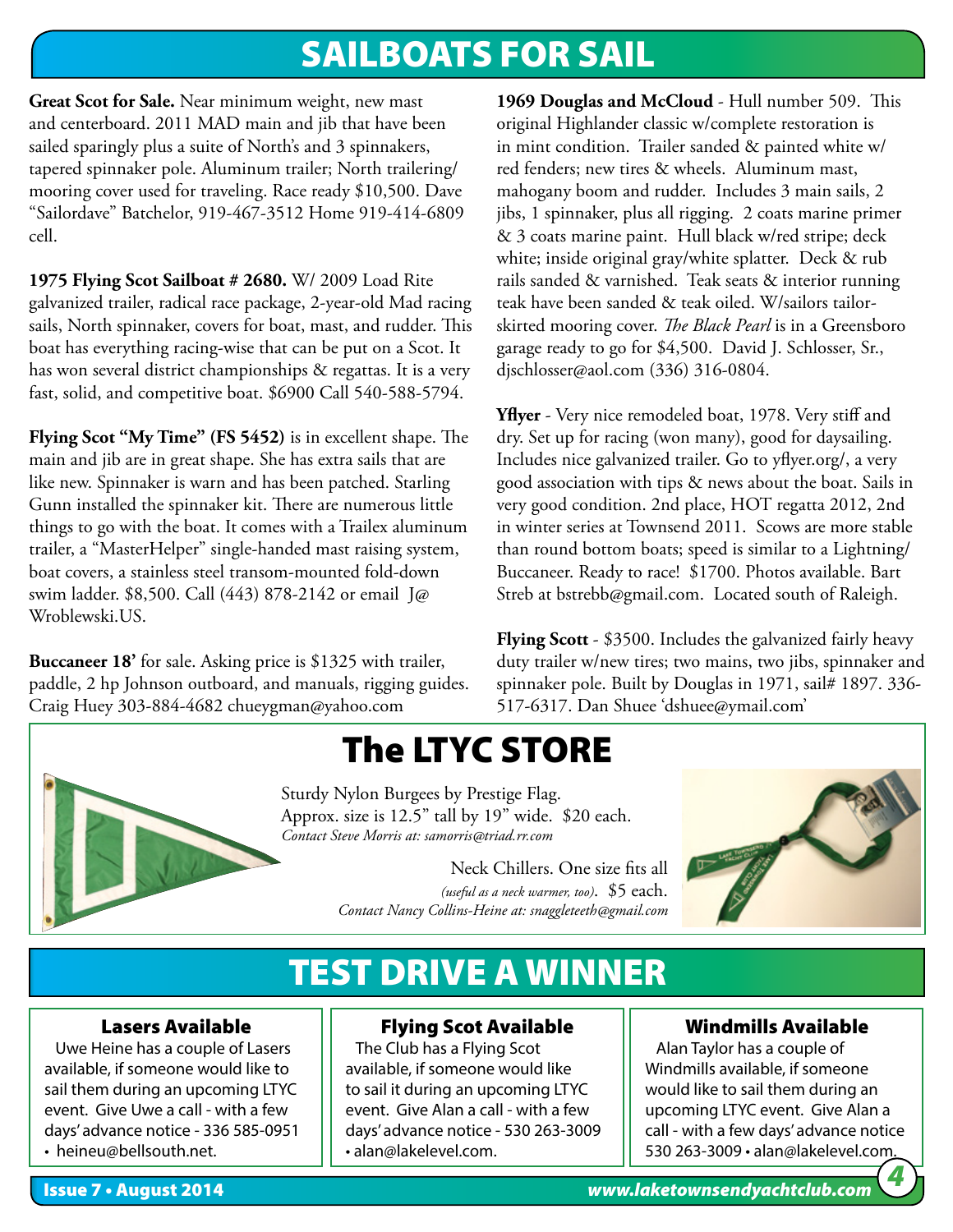# SAILBOATS FOR SAIL

**Great Scot for Sale.** Near minimum weight, new mast and centerboard. 2011 MAD main and jib that have been sailed sparingly plus a suite of North's and 3 spinnakers, tapered spinnaker pole. Aluminum trailer; North trailering/ mooring cover used for traveling. Race ready $10,500. Dave "Sailordave" Batchelor, 919-467-3512 Home 919-414-6809 cell.

**1975 Flying Scot Sailboat # 2680.** W/ 2009 Load Rite galvanized trailer, radical race package, 2-year-old Mad racing sails, North spinnaker, covers for boat, mast, and rudder. This boat has everything racing-wise that can be put on a Scot. It has won several district championships & regattas. It is a very fast, solid, and competitive boat. $6900 Call 540-588-5794.

**Flying Scot "My Time" (FS 5452)** is in excellent shape. The main and jib are in great shape. She has extra sails that are like new. Spinnaker is warn and has been patched. Starling Gunn installed the spinnaker kit. There are numerous little things to go with the boat. It comes with a Trailex aluminum trailer, a "MasterHelper" single-handed mast raising system, boat covers, a stainless steel transom-mounted fold-down swim ladder. $8,500. Call (443) 878-2142 or email J@Wroblewski.US.

**Buccaneer 18'** for sale. Asking price is $1325 with trailer, paddle, 2 hp Johnson outboard, and manuals, rigging guides. Craig Huey 303-884-4682 chueygman@yahoo.com

**1969 Douglas and McCloud** - Hull number 509. This original Highlander classic w/complete restoration is in mint condition. Trailer sanded & painted white w/ red fenders; new tires & wheels. Aluminum mast, mahogany boom and rudder. Includes 3 main sails, 2 jibs, 1 spinnaker, plus all rigging. 2 coats marine primer & 3 coats marine paint. Hull black w/red stripe; deck white; inside original gray/white splatter. Deck & rub rails sanded & varnished. Teak seats & interior running teak have been sanded & teak oiled. W/sailors tailor-skirted mooring cover. *The Black Pearl* is in a Greensboro garage ready to go for $4,500. David J. Schlosser, Sr., djschlosser@aol.com (336) 316-0804.

**Yflyer** - Very nice remodeled boat, 1978. Very stiff and dry. Set up for racing (won many), good for daysailing. Includes nice galvanized trailer. Go to yflyer.org/, a very good association with tips & news about the boat. Sails in very good condition. 2nd place, HOT regatta 2012, 2nd in winter series at Townsend 2011. Scows are more stable than round bottom boats; speed is similar to a Lightning/ Buccaneer. Ready to race! $1700. Photos available. Bart Streb at bstrebb@gmail.com. Located south of Raleigh.

**Flying Scott** - $3500. Includes the galvanized fairly heavy duty trailer w/new tires; two mains, two jibs, spinnaker and spinnaker pole. Built by Douglas in 1971, sail# 1897. 336-517-6317. Dan Shuee 'dshuee@ymail.com'

## The LTYC STORE

Sturdy Nylon Burgees by Prestige Flag. Approx. size is 12.5" tall by 19" wide. $20 each.
*Contact Steve Morris at: samorris@triad.rr.com*

Neck Chillers. One size fits all *(useful as a neck warmer, too)*. $5 each.
*Contact Nancy Collins-Heine at: snaggleteeth@gmail.com*

# TEST DRIVE A WINNER

### Lasers Available

Uwe Heine has a couple of Lasers available, if someone would like to sail them during an upcoming LTYC event. Give Uwe a call - with a few days' advance notice - 336 585-0951 • heineu@bellsouth.net.

### Flying Scot Available

The Club has a Flying Scot available, if someone would like to sail it during an upcoming LTYC event. Give Alan a call - with a few days' advance notice - 530 263-3009 • alan@lakelevel.com.

### Windmills Available

Alan Taylor has a couple of Windmills available, if someone would like to sail them during an upcoming LTYC event. Give Alan a call - with a few days' advance notice 530 263-3009 • alan@lakelevel.com.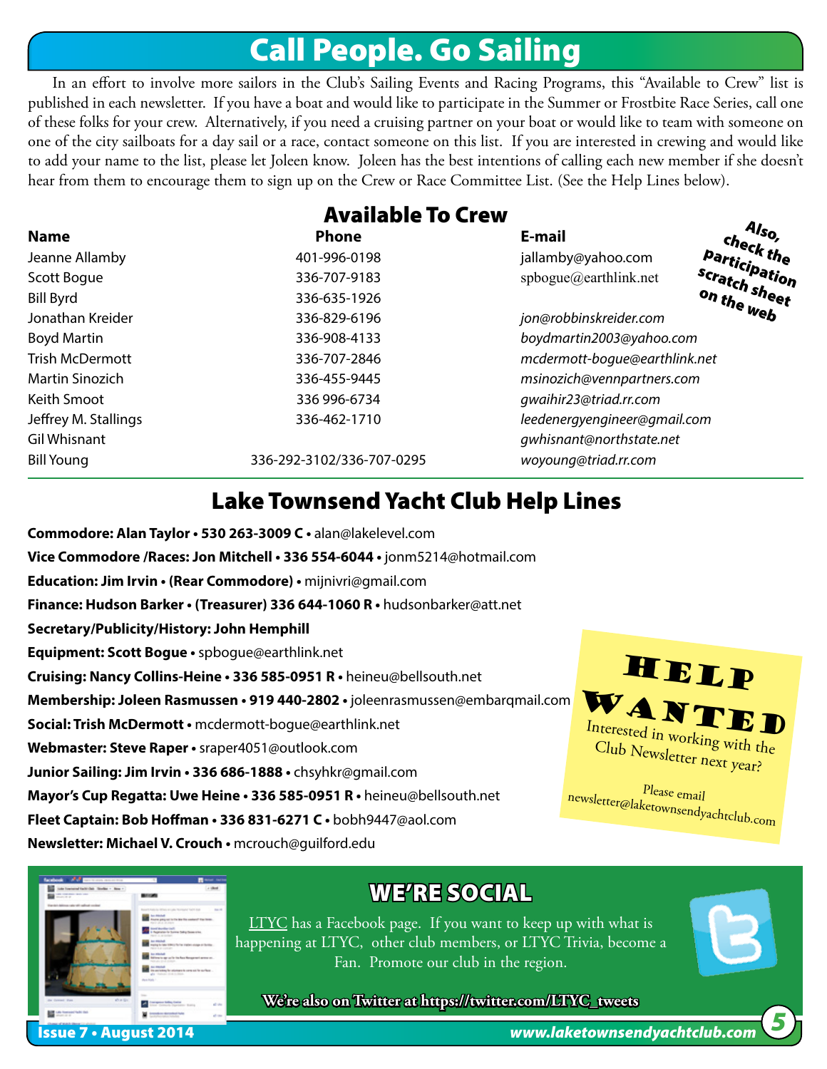# Call People. Go Sailing

In an effort to involve more sailors in the Club's Sailing Events and Racing Programs, this "Available to Crew" list is published in each newsletter. If you have a boat and would like to participate in the Summer or Frostbite Race Series, call one of these folks for your crew. Alternatively, if you need a cruising partner on your boat or would like to team with someone on one of the city sailboats for a day sail or a race, contact someone on this list. If you are interested in crewing and would like to add your name to the list, please let Joleen know. Joleen has the best intentions of calling each new member if she doesn't hear from them to encourage them to sign up on the Crew or Race Committee List. (See the Help Lines below).

## Available To Crew

**Also, check the participation scratch sheet on the web**

| Name | Phone | E-mail |
|---|---|---|
| Jeanne Allamby | 401-996-0198 | jallamby@yahoo.com |
| Scott Bogue | 336-707-9183 | spbogue@earthlink.net |
| Bill Byrd | 336-635-1926 | |
| Jonathan Kreider | 336-829-6196 | *jon@robbinskreider.com* |
| Boyd Martin | 336-908-4133 | *boydmartin2003@yahoo.com* |
| Trish McDermott | 336-707-2846 | *mcdermott-bogue@earthlink.net* |
| Martin Sinozich | 336-455-9445 | *msinozich@vennpartners.com* |
| Keith Smoot | 336 996-6734 | *gwaihir23@triad.rr.com* |
| Jeffrey M. Stallings | 336-462-1710 | *leedenergyengineer@gmail.com* |
| Gil Whisnant | | *gwhisnant@northstate.net* |
| Bill Young | 336-292-3102/336-707-0295 | *woyoung@triad.rr.com* |

## Lake Townsend Yacht Club Help Lines

**Commodore: Alan Taylor • 530 263-3009 C •** alan@lakelevel.com
**Vice Commodore /Races: Jon Mitchell • 336 554-6044 •** jonm5214@hotmail.com
**Education: Jim Irvin • (Rear Commodore) •** mijnivri@gmail.com
**Finance: Hudson Barker • (Treasurer) 336 644-1060 R •** hudsonbarker@att.net
**Secretary/Publicity/History: John Hemphill**
**Equipment: Scott Bogue •** spbogue@earthlink.net
**Cruising: Nancy Collins-Heine • 336 585-0951 R •** heineu@bellsouth.net
**Membership: Joleen Rasmussen • 919 440-2802 •** joleenrasmussen@embarqmail.com
**Social: Trish McDermott •** mcdermott-bogue@earthlink.net
**Webmaster: Steve Raper •** sraper4051@outlook.com
**Junior Sailing: Jim Irvin • 336 686-1888 •** chsyhkr@gmail.com
**Mayor's Cup Regatta: Uwe Heine • 336 585-0951 R •** heineu@bellsouth.net
**Fleet Captain: Bob Hoffman • 336 831-6271 C •** bobh9447@aol.com
**Newsletter: Michael V. Crouch •** mcrouch@guilford.edu

**HELP WANTED**

Interested in working with the Club Newsletter next year?

Please email newsletter@laketownsendyachtclub.com

## WE'RE SOCIAL

LTYC has a Facebook page. If you want to keep up with what is happening at LTYC, other club members, or LTYC Trivia, become a Fan. Promote our club in the region.

**We're also on Twitter at https://twitter.com/LTYC_tweets**